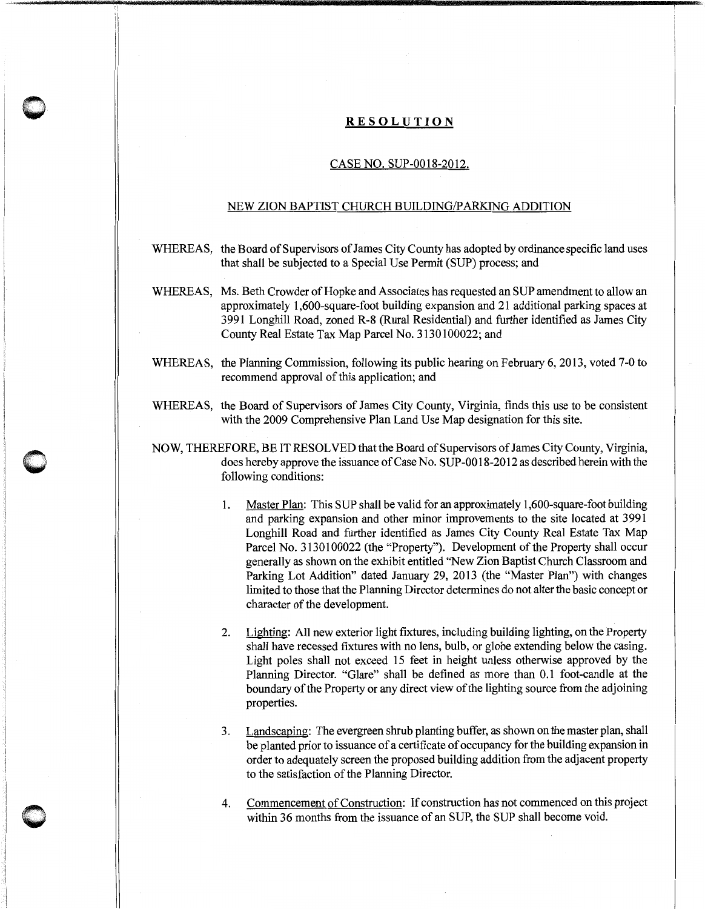# **RESOLUTION**

CASE NO. SUP-0018-2012.

NEW ZION BAPTIST CHURCH BUILDING/PARKING ADDITION

WHEREAS, the Board of Supervisors of James City County has adopted by ordinance specific land uses that shall be subjected to a Special Use Permit (SUP) process; and

WHEREAS, Ms. Beth Crowder of Hopke and Associates has requested an SUP amendment to allow an approximately 1,600-square-foot building expansion and 21 additional parking spaces at 3991 Longhill Road, zoned R-8 (Rural Residential) and further identified as James City County Real Estate Tax Map Parcel No. 3130100022; and

WHEREAS, the Planning Commission, following its public hearing on February 6, 2013, voted 7-0 to recommend approval of this application; and

WHEREAS, the Board of Supervisors of James City County, Virginia, finds this use to be consistent with the 2009 Comprehensive Plan Land Use Map designation for this site.

NOW, THEREFORE, BE IT RESOLVED that the Board of Supervisors of James City County, Virginia, does hereby approve the issuance of Case No. SUP-0018-2012 as described herein with the following conditions:

1. Master Plan: This SUP shall be valid for an approximately 1,600-square-foot building and parking expansion and other minor improvements to the site located at 3991 Longhill Road and further identified as James City County Real Estate Tax Map Parcel No. 3130100022 (the "Property"). Development of the Property shall occur generally as shown on the exhibit entitled "New Zion Baptist Church Classroom and Parking Lot Addition" dated January 29, 2013 (the "Master Plan") with changes limited to those that the Planning Director determines do not alter the basic concept or character of the development.

2. Lighting: All new exterior light fixtures, including building lighting, on the Property shall have recessed fixtures with no lens, bulb, or globe extending below the casing. Light poles shall not exceed 15 feet in height unless otherwise approved by the Planning Director. "Glare" shall be defined as more than 0.1 foot-candle at the boundary of the Property or any direct view of the lighting source from the adjoining properties.

3. Landscaping: The evergreen shrub planting buffer, as shown on the master plan, shall be planted prior to issuance of a certificate of occupancy for the building expansion in order to adequately screen the proposed building addition from the adjacent property to the satisfaction of the Planning Director.

4. Commencement of Construction: If construction has not commenced on this project within 36 months from the issuance of an SUP, the SUP shall become void.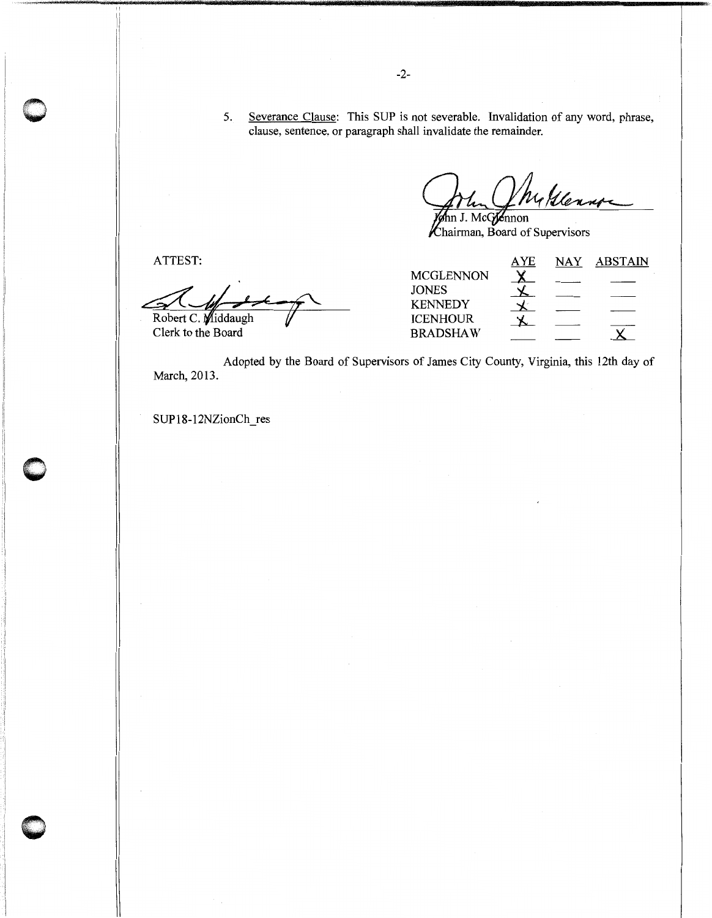5. Severance Clause: This SUP is not severable. Invalidation of any word, phrase, clause, sentence, or paragraph shall invalidate the remainder.

John J. McGlennon
Chairman, Board of Supervisors

ATTEST:

Robert C. Middaugh
Clerk to the Board

| | AYE | NAY | ABSTAIN |
|---|---|---|---|
| MCGLENNON | X | | |
| JONES | X | | |
| KENNEDY | X | | |
| ICENHOUR | X | | |
| BRADSHAW | | | X |

Adopted by the Board of Supervisors of James City County, Virginia, this 12th day of March, 2013.

SUP18-12NZionCh_res